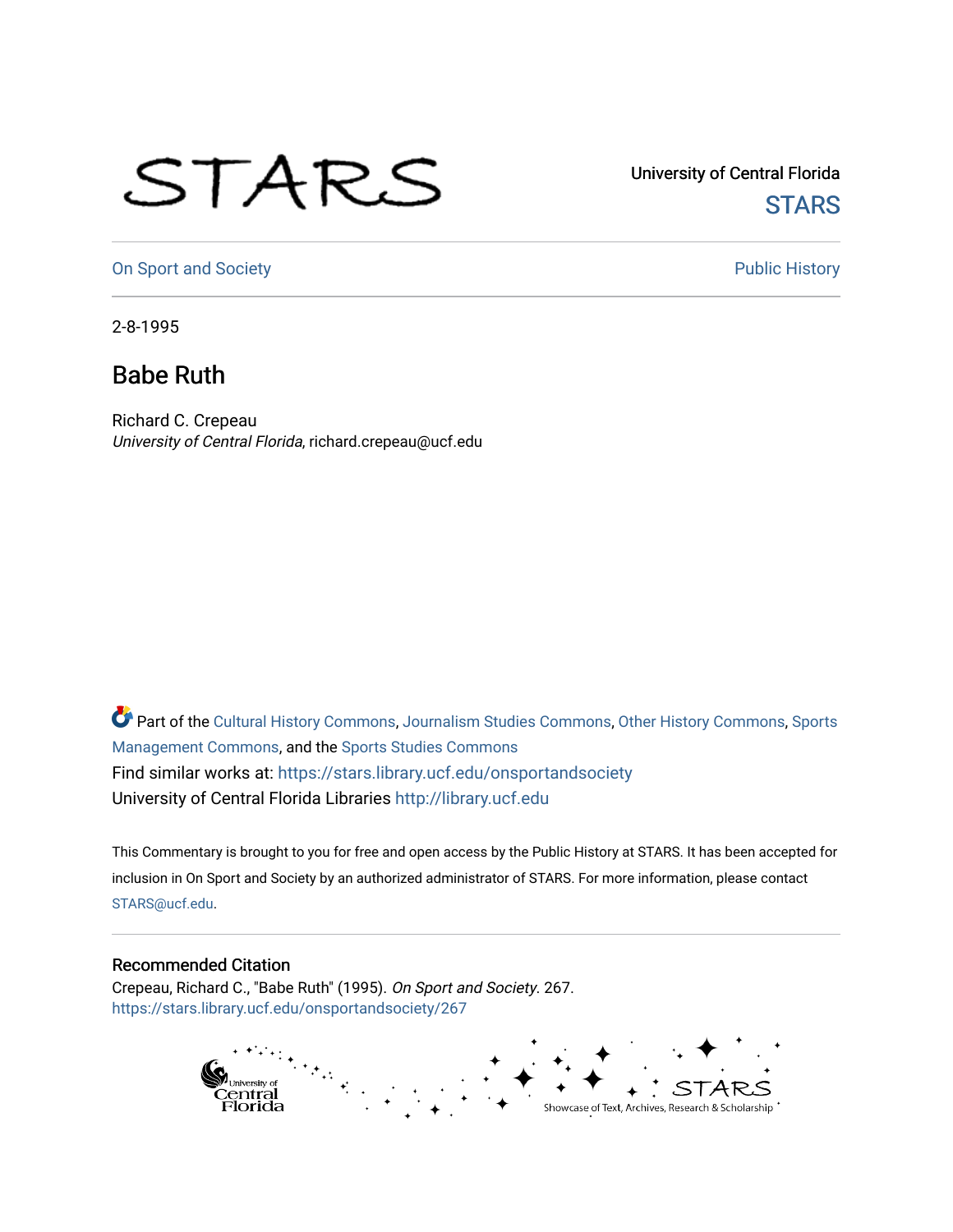University of Central Florida

STARS

On Sport and Society

Public History

2-8-1995

# Babe Ruth

Richard C. Crepeau

*University of Central Florida*, richard.crepeau@ucf.edu

Part of the Cultural History Commons, Journalism Studies Commons, Other History Commons, Sports Management Commons, and the Sports Studies Commons

Find similar works at: https://stars.library.ucf.edu/onsportandsociety

University of Central Florida Libraries http://library.ucf.edu

This Commentary is brought to you for free and open access by the Public History at STARS. It has been accepted for inclusion in On Sport and Society by an authorized administrator of STARS. For more information, please contact STARS@ucf.edu.

## Recommended Citation

Crepeau, Richard C., "Babe Ruth" (1995). *On Sport and Society*. 267.
https://stars.library.ucf.edu/onsportandsociety/267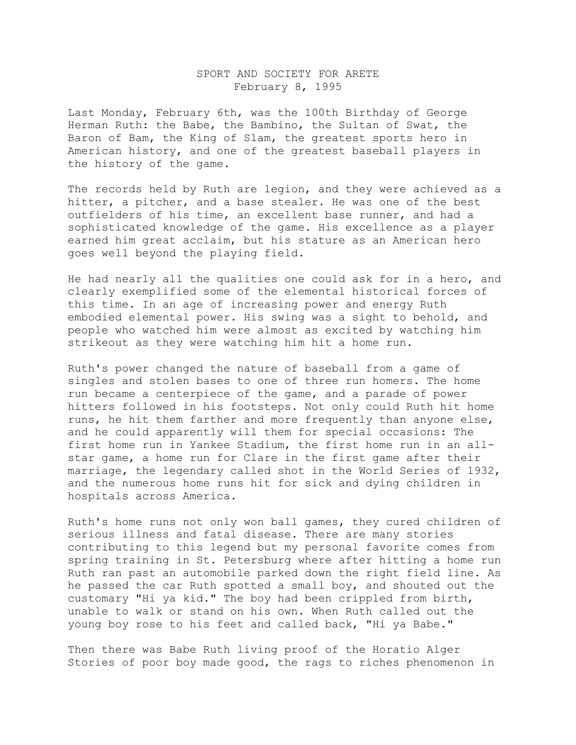SPORT AND SOCIETY FOR ARETE
February 8, 1995

Last Monday, February 6th, was the 100th Birthday of George Herman Ruth: the Babe, the Bambino, the Sultan of Swat, the Baron of Bam, the King of Slam, the greatest sports hero in American history, and one of the greatest baseball players in the history of the game.

The records held by Ruth are legion, and they were achieved as a hitter, a pitcher, and a base stealer. He was one of the best outfielders of his time, an excellent base runner, and had a sophisticated knowledge of the game. His excellence as a player earned him great acclaim, but his stature as an American hero goes well beyond the playing field.

He had nearly all the qualities one could ask for in a hero, and clearly exemplified some of the elemental historical forces of this time. In an age of increasing power and energy Ruth embodied elemental power. His swing was a sight to behold, and people who watched him were almost as excited by watching him strikeout as they were watching him hit a home run.

Ruth's power changed the nature of baseball from a game of singles and stolen bases to one of three run homers. The home run became a centerpiece of the game, and a parade of power hitters followed in his footsteps. Not only could Ruth hit home runs, he hit them farther and more frequently than anyone else, and he could apparently will them for special occasions: The first home run in Yankee Stadium, the first home run in an all-star game, a home run for Clare in the first game after their marriage, the legendary called shot in the World Series of 1932, and the numerous home runs hit for sick and dying children in hospitals across America.

Ruth's home runs not only won ball games, they cured children of serious illness and fatal disease. There are many stories contributing to this legend but my personal favorite comes from spring training in St. Petersburg where after hitting a home run Ruth ran past an automobile parked down the right field line. As he passed the car Ruth spotted a small boy, and shouted out the customary "Hi ya kid." The boy had been crippled from birth, unable to walk or stand on his own. When Ruth called out the young boy rose to his feet and called back, "Hi ya Babe."

Then there was Babe Ruth living proof of the Horatio Alger Stories of poor boy made good, the rags to riches phenomenon in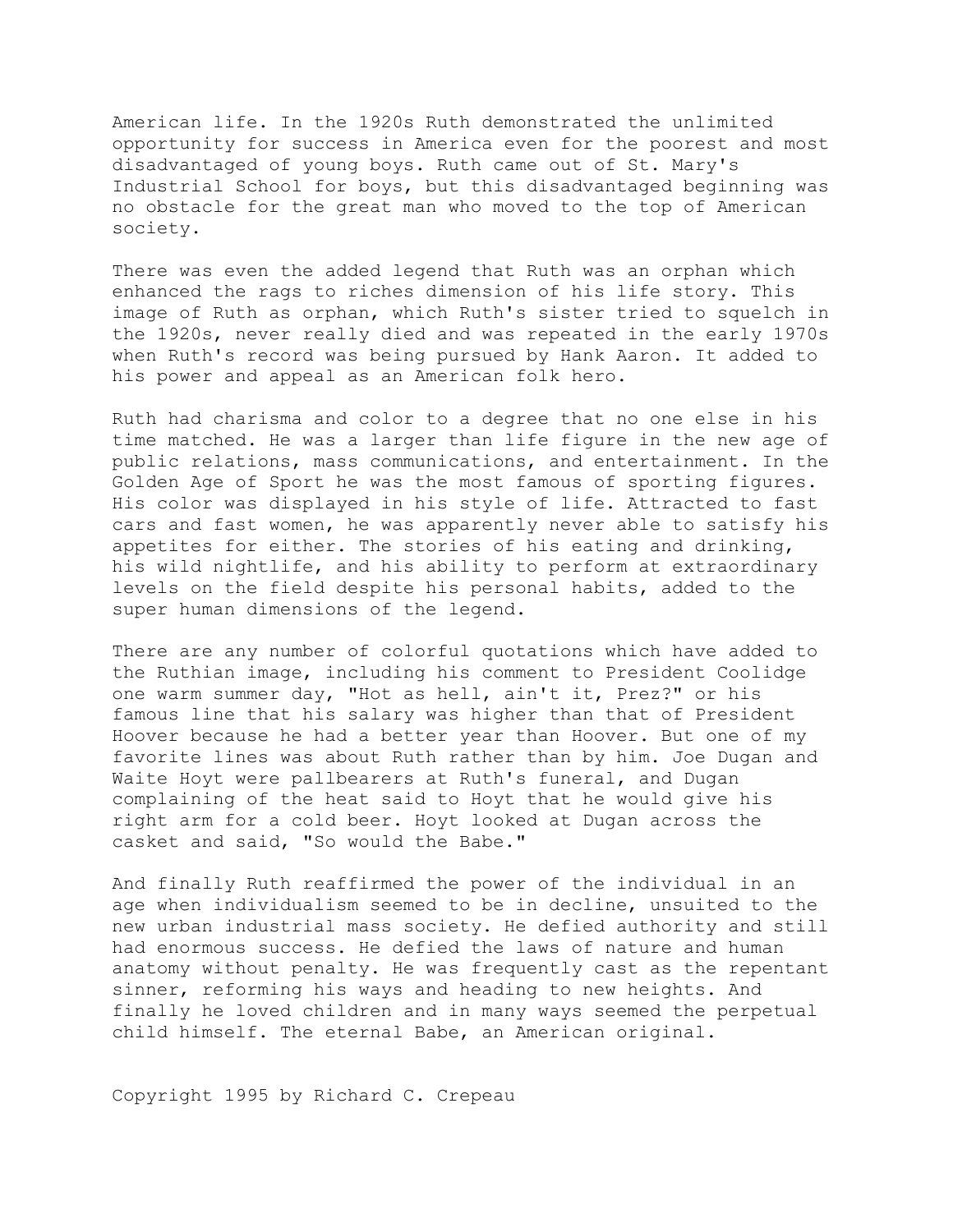American life. In the 1920s Ruth demonstrated the unlimited opportunity for success in America even for the poorest and most disadvantaged of young boys. Ruth came out of St. Mary's Industrial School for boys, but this disadvantaged beginning was no obstacle for the great man who moved to the top of American society.

There was even the added legend that Ruth was an orphan which enhanced the rags to riches dimension of his life story. This image of Ruth as orphan, which Ruth's sister tried to squelch in the 1920s, never really died and was repeated in the early 1970s when Ruth's record was being pursued by Hank Aaron. It added to his power and appeal as an American folk hero.

Ruth had charisma and color to a degree that no one else in his time matched. He was a larger than life figure in the new age of public relations, mass communications, and entertainment. In the Golden Age of Sport he was the most famous of sporting figures. His color was displayed in his style of life. Attracted to fast cars and fast women, he was apparently never able to satisfy his appetites for either. The stories of his eating and drinking, his wild nightlife, and his ability to perform at extraordinary levels on the field despite his personal habits, added to the super human dimensions of the legend.

There are any number of colorful quotations which have added to the Ruthian image, including his comment to President Coolidge one warm summer day, "Hot as hell, ain't it, Prez?" or his famous line that his salary was higher than that of President Hoover because he had a better year than Hoover. But one of my favorite lines was about Ruth rather than by him. Joe Dugan and Waite Hoyt were pallbearers at Ruth's funeral, and Dugan complaining of the heat said to Hoyt that he would give his right arm for a cold beer. Hoyt looked at Dugan across the casket and said, "So would the Babe."

And finally Ruth reaffirmed the power of the individual in an age when individualism seemed to be in decline, unsuited to the new urban industrial mass society. He defied authority and still had enormous success. He defied the laws of nature and human anatomy without penalty. He was frequently cast as the repentant sinner, reforming his ways and heading to new heights. And finally he loved children and in many ways seemed the perpetual child himself. The eternal Babe, an American original.

Copyright 1995 by Richard C. Crepeau